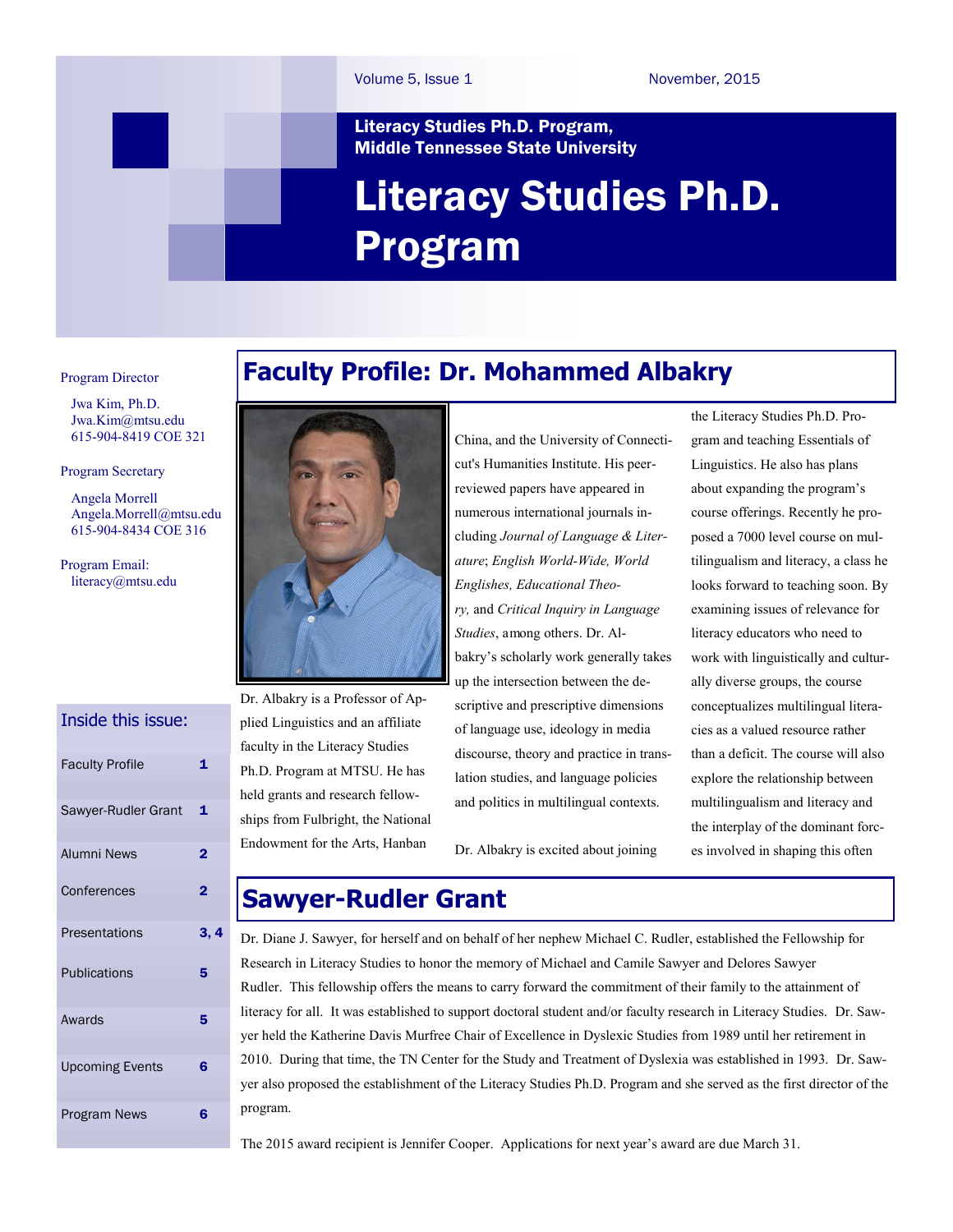Volume 5, Issue 1 November, 2015

**Literacy Studies Ph.D. Program, Middle Tennessee State University**

# Literacy Studies Ph.D. Program

Program Director

Jwa Kim, Ph.D.
Jwa.Kim@mtsu.edu
615-904-8419 COE 321

Program Secretary

Angela Morrell
Angela.Morrell@mtsu.edu
615-904-8434 COE 316

Program Email:
literacy@mtsu.edu

**Inside this issue:**

| | |
|---|---|
| Faculty Profile | 1 |
| Sawyer-Rudler Grant | 1 |
| Alumni News | 2 |
| Conferences | 2 |
| Presentations | 3, 4 |
| Publications | 5 |
| Awards | 5 |
| Upcoming Events | 6 |
| Program News | 6 |

## Faculty Profile: Dr. Mohammed Albakry

Dr. Albakry is a Professor of Applied Linguistics and an affiliate faculty in the Literacy Studies Ph.D. Program at MTSU. He has held grants and research fellowships from Fulbright, the National Endowment for the Arts, Hanban China, and the University of Connecticut's Humanities Institute. His peer-reviewed papers have appeared in numerous international journals including *Journal of Language & Literature*; *English World-Wide, World Englishes, Educational Theory,* and *Critical Inquiry in Language Studies*, among others. Dr. Albakry's scholarly work generally takes up the intersection between the descriptive and prescriptive dimensions of language use, ideology in media discourse, theory and practice in translation studies, and language policies and politics in multilingual contexts.

Dr. Albakry is excited about joining the Literacy Studies Ph.D. Program and teaching Essentials of Linguistics. He also has plans about expanding the program's course offerings. Recently he proposed a 7000 level course on multilingualism and literacy, a class he looks forward to teaching soon. By examining issues of relevance for literacy educators who need to work with linguistically and culturally diverse groups, the course conceptualizes multilingual literacies as a valued resource rather than a deficit. The course will also explore the relationship between multilingualism and literacy and the interplay of the dominant forces involved in shaping this often

## Sawyer-Rudler Grant

Dr. Diane J. Sawyer, for herself and on behalf of her nephew Michael C. Rudler, established the Fellowship for Research in Literacy Studies to honor the memory of Michael and Camile Sawyer and Delores Sawyer Rudler. This fellowship offers the means to carry forward the commitment of their family to the attainment of literacy for all. It was established to support doctoral student and/or faculty research in Literacy Studies. Dr. Sawyer held the Katherine Davis Murfree Chair of Excellence in Dyslexic Studies from 1989 until her retirement in 2010. During that time, the TN Center for the Study and Treatment of Dyslexia was established in 1993. Dr. Sawyer also proposed the establishment of the Literacy Studies Ph.D. Program and she served as the first director of the program.

The 2015 award recipient is Jennifer Cooper. Applications for next year's award are due March 31.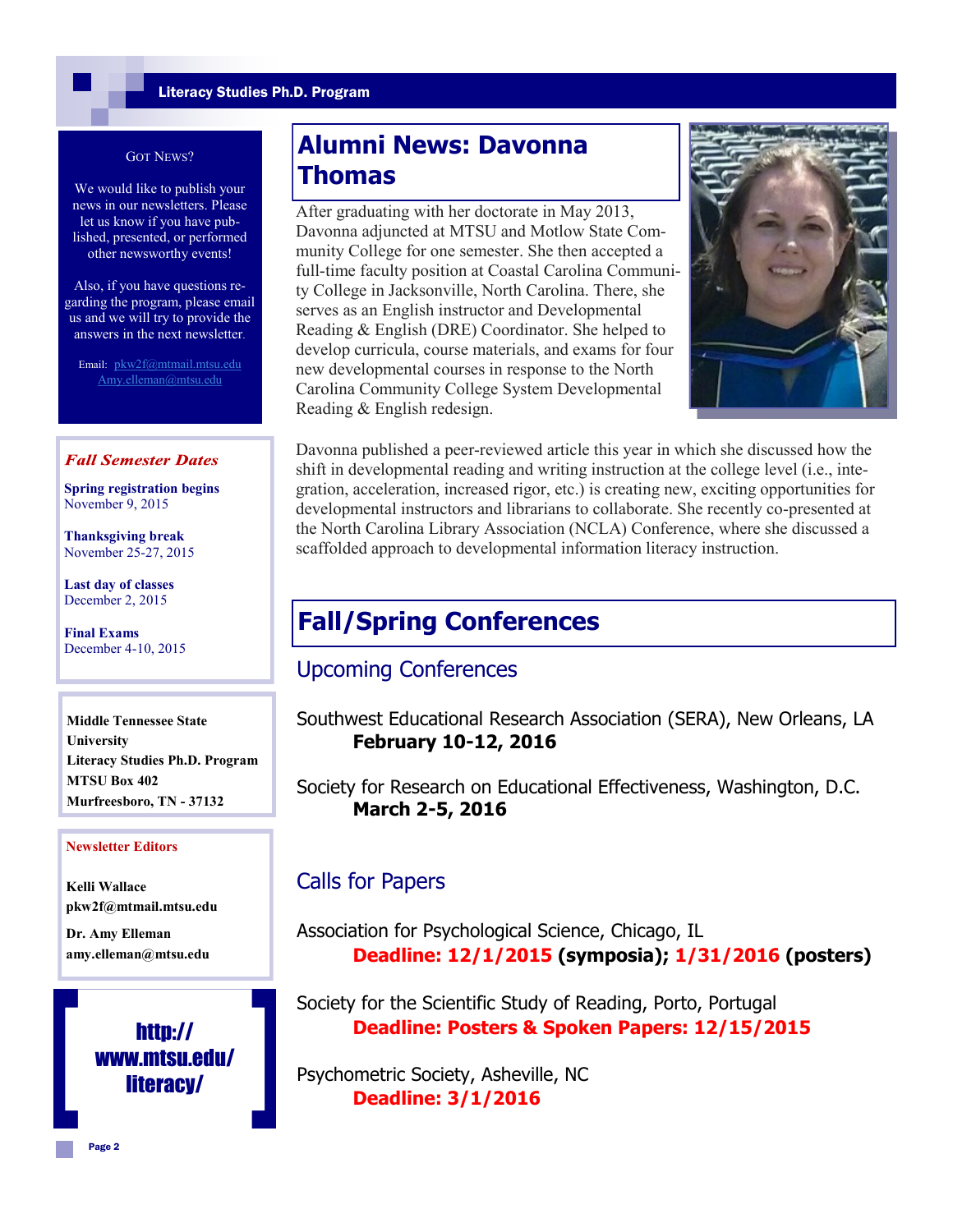## Got News?

We would like to publish your news in our newsletters. Please let us know if you have published, presented, or performed other newsworthy events!

Also, if you have questions regarding the program, please email us and we will try to provide the answers in the next newsletter.

Email: pkw2f@mtmail.mtsu.edu  
Amy.elleman@mtsu.edu

### *Fall Semester Dates*

**Spring registration begins**  
November 9, 2015

**Thanksgiving break**  
November 25-27, 2015

**Last day of classes**  
December 2, 2015

**Final Exams**  
December 4-10, 2015

**Middle Tennessee State University**  
**Literacy Studies Ph.D. Program**  
**MTSU Box 402**  
**Murfreesboro, TN - 37132**

**Newsletter Editors**

**Kelli Wallace**  
**pkw2f@mtmail.mtsu.edu**

**Dr. Amy Elleman**  
**amy.elleman@mtsu.edu**

**http://www.mtsu.edu/literacy/**

# Alumni News: Davonna Thomas

After graduating with her doctorate in May 2013, Davonna adjuncted at MTSU and Motlow State Community College for one semester. She then accepted a full-time faculty position at Coastal Carolina Community College in Jacksonville, North Carolina. There, she serves as an English instructor and Developmental Reading & English (DRE) Coordinator. She helped to develop curricula, course materials, and exams for four new developmental courses in response to the North Carolina Community College System Developmental Reading & English redesign.

Davonna published a peer-reviewed article this year in which she discussed how the shift in developmental reading and writing instruction at the college level (i.e., integration, acceleration, increased rigor, etc.) is creating new, exciting opportunities for developmental instructors and librarians to collaborate. She recently co-presented at the North Carolina Library Association (NCLA) Conference, where she discussed a scaffolded approach to developmental information literacy instruction.

# Fall/Spring Conferences

## Upcoming Conferences

Southwest Educational Research Association (SERA), New Orleans, LA  
**February 10-12, 2016**

Society for Research on Educational Effectiveness, Washington, D.C.  
**March 2-5, 2016**

## Calls for Papers

Association for Psychological Science, Chicago, IL  
**Deadline: 12/1/2015 (symposia); 1/31/2016 (posters)**

Society for the Scientific Study of Reading, Porto, Portugal  
**Deadline: Posters & Spoken Papers: 12/15/2015**

Psychometric Society, Asheville, NC  
**Deadline: 3/1/2016**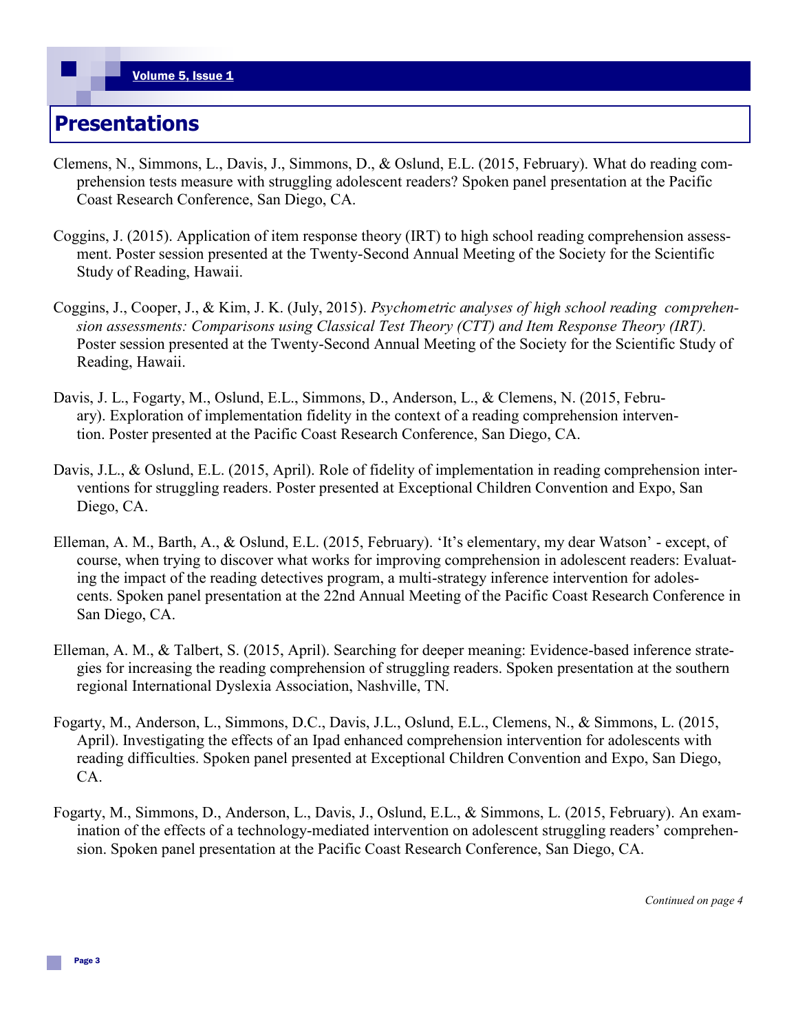## Presentations

Clemens, N., Simmons, L., Davis, J., Simmons, D., & Oslund, E.L. (2015, February). What do reading comprehension tests measure with struggling adolescent readers? Spoken panel presentation at the Pacific Coast Research Conference, San Diego, CA.

Coggins, J. (2015). Application of item response theory (IRT) to high school reading comprehension assessment. Poster session presented at the Twenty-Second Annual Meeting of the Society for the Scientific Study of Reading, Hawaii.

Coggins, J., Cooper, J., & Kim, J. K. (July, 2015). *Psychometric analyses of high school reading comprehension assessments: Comparisons using Classical Test Theory (CTT) and Item Response Theory (IRT).* Poster session presented at the Twenty-Second Annual Meeting of the Society for the Scientific Study of Reading, Hawaii.

Davis, J. L., Fogarty, M., Oslund, E.L., Simmons, D., Anderson, L., & Clemens, N. (2015, February). Exploration of implementation fidelity in the context of a reading comprehension intervention. Poster presented at the Pacific Coast Research Conference, San Diego, CA.

Davis, J.L., & Oslund, E.L. (2015, April). Role of fidelity of implementation in reading comprehension interventions for struggling readers. Poster presented at Exceptional Children Convention and Expo, San Diego, CA.

Elleman, A. M., Barth, A., & Oslund, E.L. (2015, February). 'It's elementary, my dear Watson' - except, of course, when trying to discover what works for improving comprehension in adolescent readers: Evaluating the impact of the reading detectives program, a multi-strategy inference intervention for adolescents. Spoken panel presentation at the 22nd Annual Meeting of the Pacific Coast Research Conference in San Diego, CA.

Elleman, A. M., & Talbert, S. (2015, April). Searching for deeper meaning: Evidence-based inference strategies for increasing the reading comprehension of struggling readers. Spoken presentation at the southern regional International Dyslexia Association, Nashville, TN.

Fogarty, M., Anderson, L., Simmons, D.C., Davis, J.L., Oslund, E.L., Clemens, N., & Simmons, L. (2015, April). Investigating the effects of an Ipad enhanced comprehension intervention for adolescents with reading difficulties. Spoken panel presented at Exceptional Children Convention and Expo, San Diego, CA.

Fogarty, M., Simmons, D., Anderson, L., Davis, J., Oslund, E.L., & Simmons, L. (2015, February). An examination of the effects of a technology-mediated intervention on adolescent struggling readers' comprehension. Spoken panel presentation at the Pacific Coast Research Conference, San Diego, CA.

*Continued on page 4*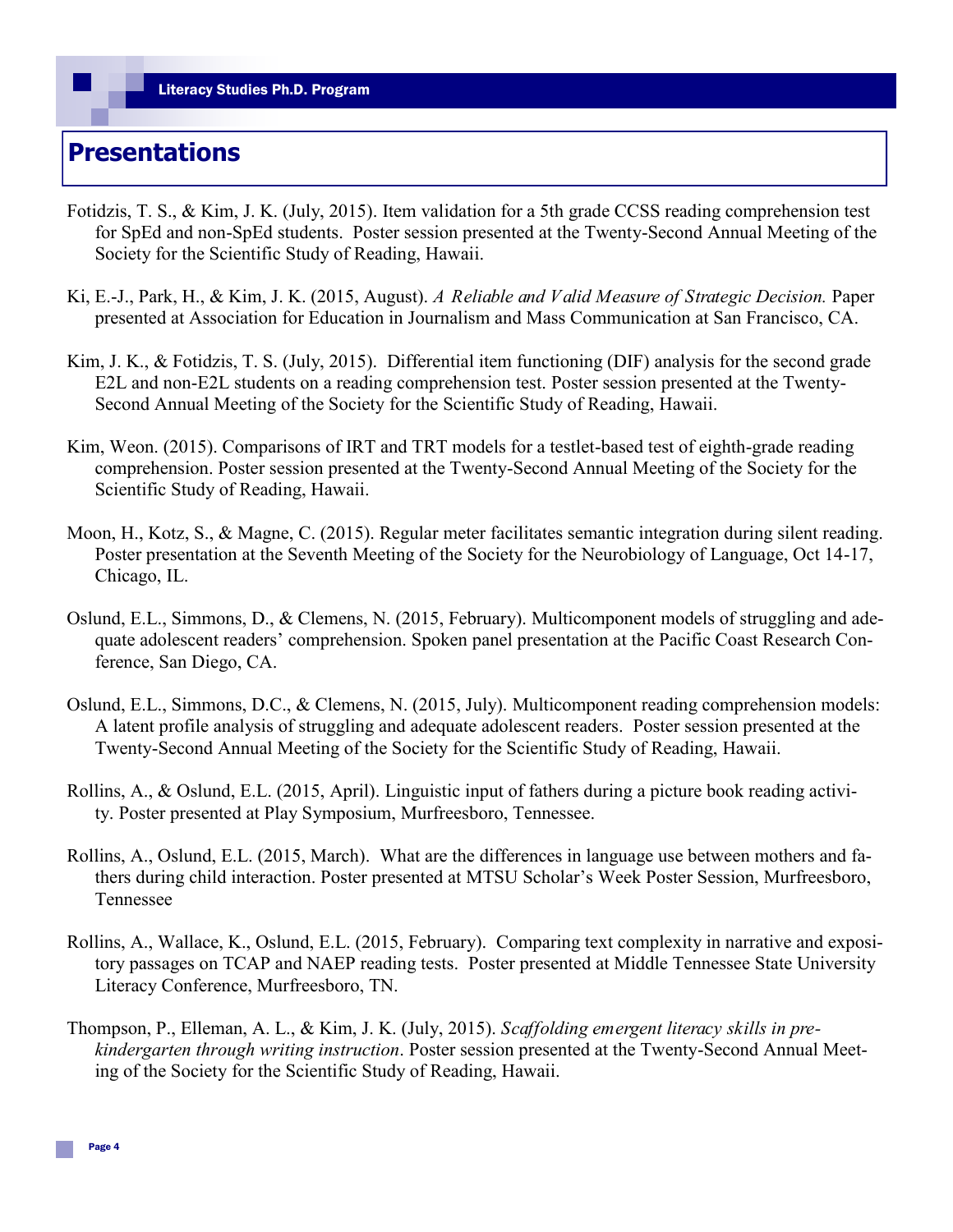# Presentations

Fotidzis, T. S., & Kim, J. K. (July, 2015). Item validation for a 5th grade CCSS reading comprehension test for SpEd and non-SpEd students. Poster session presented at the Twenty-Second Annual Meeting of the Society for the Scientific Study of Reading, Hawaii.

Ki, E.-J., Park, H., & Kim, J. K. (2015, August). *A Reliable and Valid Measure of Strategic Decision.* Paper presented at Association for Education in Journalism and Mass Communication at San Francisco, CA.

Kim, J. K., & Fotidzis, T. S. (July, 2015). Differential item functioning (DIF) analysis for the second grade E2L and non-E2L students on a reading comprehension test. Poster session presented at the Twenty-Second Annual Meeting of the Society for the Scientific Study of Reading, Hawaii.

Kim, Weon. (2015). Comparisons of IRT and TRT models for a testlet-based test of eighth-grade reading comprehension. Poster session presented at the Twenty-Second Annual Meeting of the Society for the Scientific Study of Reading, Hawaii.

Moon, H., Kotz, S., & Magne, C. (2015). Regular meter facilitates semantic integration during silent reading. Poster presentation at the Seventh Meeting of the Society for the Neurobiology of Language, Oct 14-17, Chicago, IL.

Oslund, E.L., Simmons, D., & Clemens, N. (2015, February). Multicomponent models of struggling and adequate adolescent readers' comprehension. Spoken panel presentation at the Pacific Coast Research Conference, San Diego, CA.

Oslund, E.L., Simmons, D.C., & Clemens, N. (2015, July). Multicomponent reading comprehension models: A latent profile analysis of struggling and adequate adolescent readers. Poster session presented at the Twenty-Second Annual Meeting of the Society for the Scientific Study of Reading, Hawaii.

Rollins, A., & Oslund, E.L. (2015, April). Linguistic input of fathers during a picture book reading activity. Poster presented at Play Symposium, Murfreesboro, Tennessee.

Rollins, A., Oslund, E.L. (2015, March). What are the differences in language use between mothers and fathers during child interaction. Poster presented at MTSU Scholar's Week Poster Session, Murfreesboro, Tennessee

Rollins, A., Wallace, K., Oslund, E.L. (2015, February). Comparing text complexity in narrative and expository passages on TCAP and NAEP reading tests. Poster presented at Middle Tennessee State University Literacy Conference, Murfreesboro, TN.

Thompson, P., Elleman, A. L., & Kim, J. K. (July, 2015). *Scaffolding emergent literacy skills in pre-kindergarten through writing instruction*. Poster session presented at the Twenty-Second Annual Meeting of the Society for the Scientific Study of Reading, Hawaii.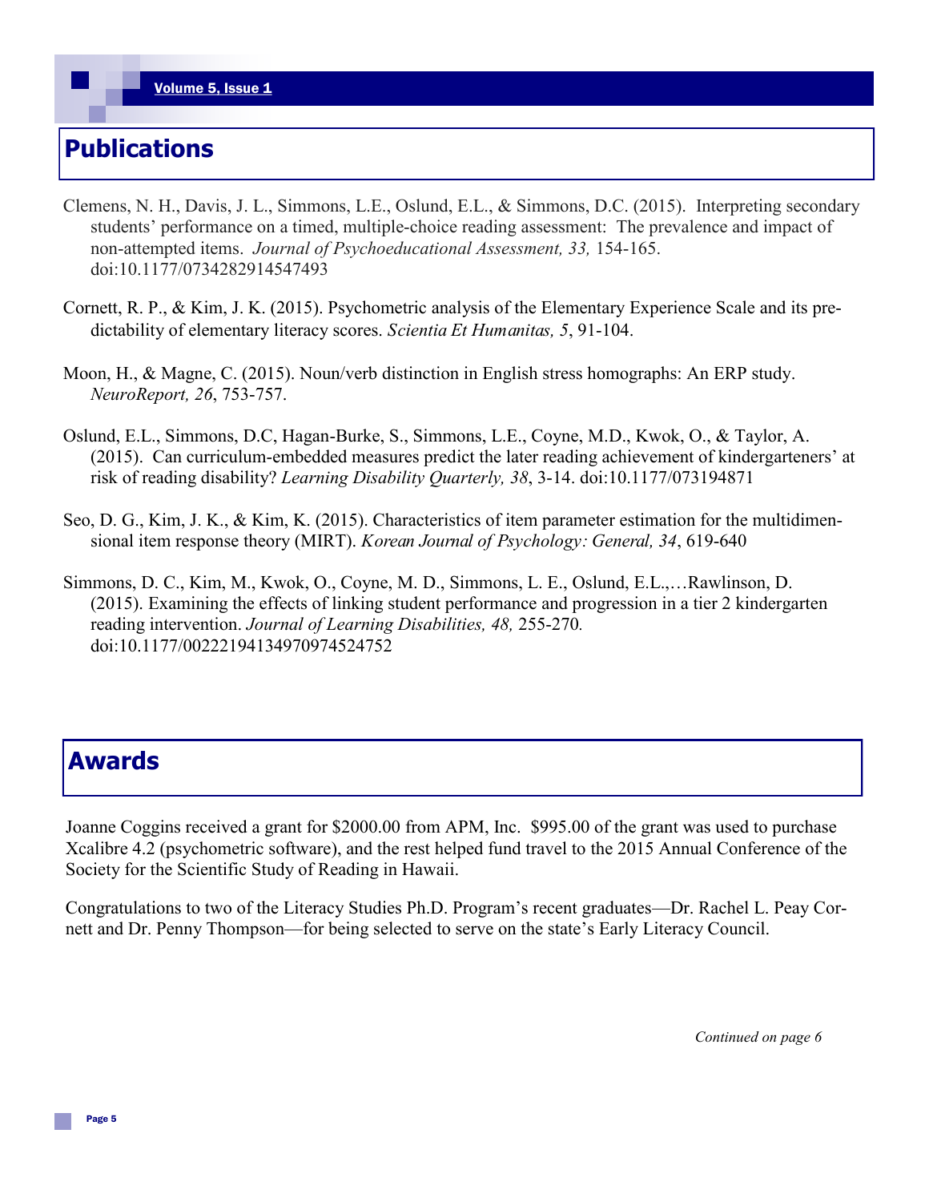## Publications

Clemens, N. H., Davis, J. L., Simmons, L.E., Oslund, E.L., & Simmons, D.C. (2015). Interpreting secondary students' performance on a timed, multiple-choice reading assessment: The prevalence and impact of non-attempted items. *Journal of Psychoeducational Assessment, 33,* 154-165. doi:10.1177/0734282914547493

Cornett, R. P., & Kim, J. K. (2015). Psychometric analysis of the Elementary Experience Scale and its predictability of elementary literacy scores. *Scientia Et Humanitas, 5*, 91-104.

Moon, H., & Magne, C. (2015). Noun/verb distinction in English stress homographs: An ERP study. *NeuroReport, 26*, 753-757.

Oslund, E.L., Simmons, D.C, Hagan-Burke, S., Simmons, L.E., Coyne, M.D., Kwok, O., & Taylor, A. (2015). Can curriculum-embedded measures predict the later reading achievement of kindergarteners' at risk of reading disability? *Learning Disability Quarterly, 38*, 3-14. doi:10.1177/073194871

Seo, D. G., Kim, J. K., & Kim, K. (2015). Characteristics of item parameter estimation for the multidimensional item response theory (MIRT). *Korean Journal of Psychology: General, 34*, 619-640

Simmons, D. C., Kim, M., Kwok, O., Coyne, M. D., Simmons, L. E., Oslund, E.L.,…Rawlinson, D. (2015). Examining the effects of linking student performance and progression in a tier 2 kindergarten reading intervention. *Journal of Learning Disabilities, 48,* 255-270. doi:10.1177/00222194134970974524752

## Awards

Joanne Coggins received a grant for $2000.00 from APM, Inc. $995.00 of the grant was used to purchase Xcalibre 4.2 (psychometric software), and the rest helped fund travel to the 2015 Annual Conference of the Society for the Scientific Study of Reading in Hawaii.

Congratulations to two of the Literacy Studies Ph.D. Program's recent graduates—Dr. Rachel L. Peay Cornett and Dr. Penny Thompson—for being selected to serve on the state's Early Literacy Council.

*Continued on page 6*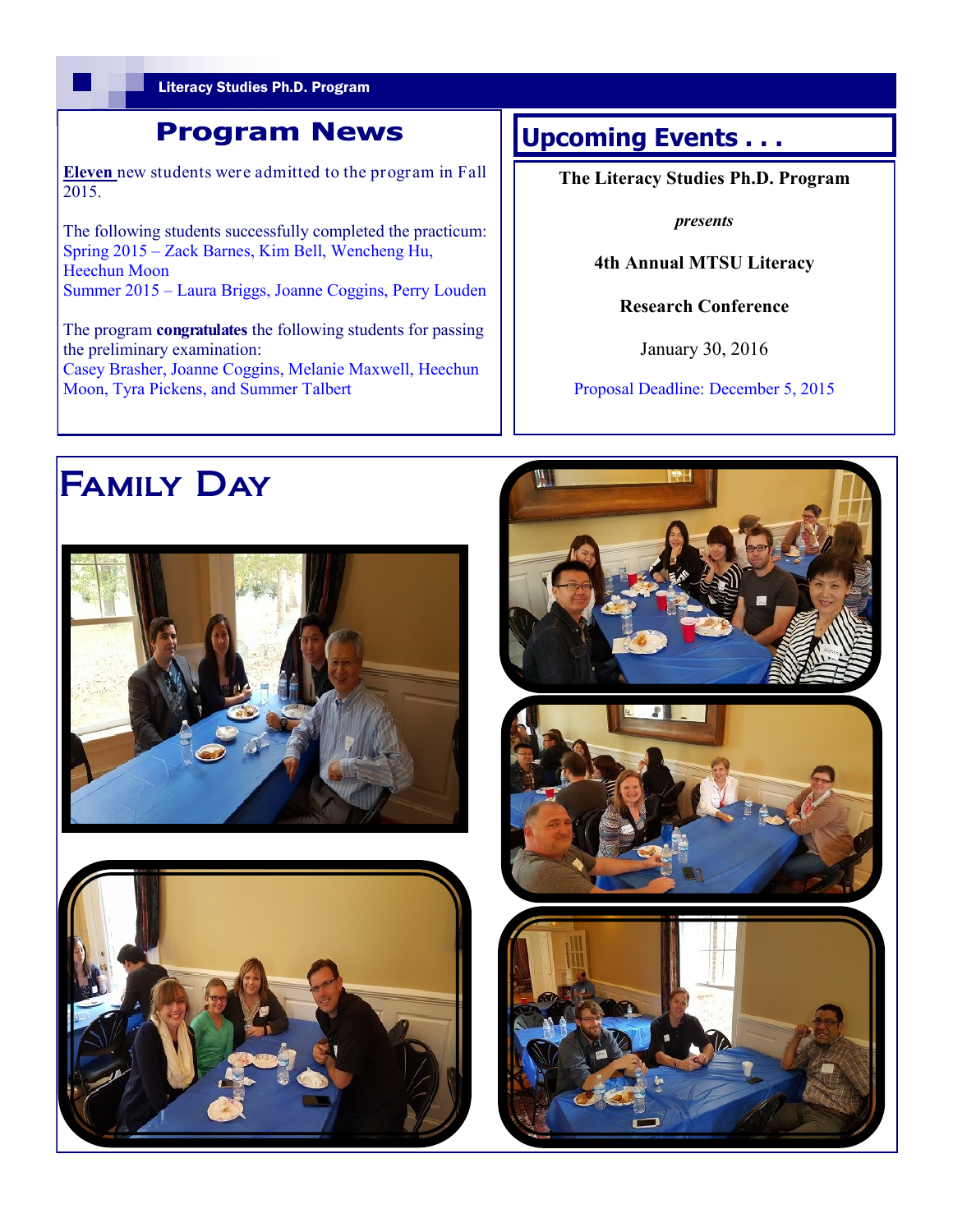## Program News

**Eleven** new students were admitted to the program in Fall 2015.

The following students successfully completed the practicum:
Spring 2015 – Zack Barnes, Kim Bell, Wencheng Hu, Heechun Moon
Summer 2015 – Laura Briggs, Joanne Coggins, Perry Louden

The program **congratulates** the following students for passing the preliminary examination:
Casey Brasher, Joanne Coggins, Melanie Maxwell, Heechun Moon, Tyra Pickens, and Summer Talbert

## Upcoming Events . . .

**The Literacy Studies Ph.D. Program**

***presents***

**4th Annual MTSU Literacy Research Conference**

January 30, 2016

Proposal Deadline: December 5, 2015

# Family Day